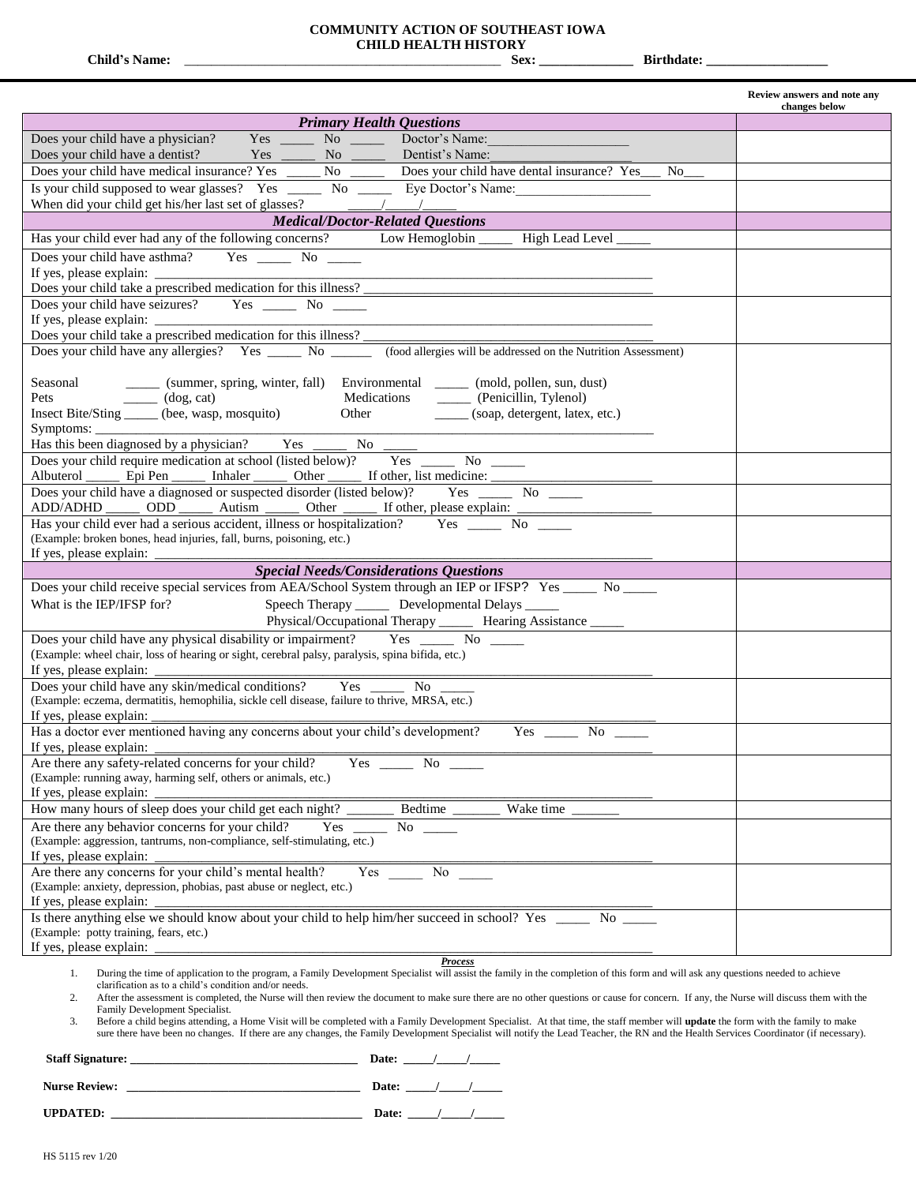**COMMUNITY ACTION OF SOUTHEAST IOWA**
**CHILD HEALTH HISTORY**

**Child's Name:** ______________________________________________ **Sex:** _____________ **Birthdate:** __________________

| | **Review answers and note any changes below** |
|---|---|
| ***Primary Health Questions*** | |
| Does your child have a physician? Yes _____ No _____ Doctor's Name:_____________________<br>Does your child have a dentist? Yes _____ No _____ Dentist's Name:_____________________ | |
| Does your child have medical insurance? Yes _____ No _____ Does your child have dental insurance? Yes___ No___ | |
| Is your child supposed to wear glasses? Yes _____ No _____ Eye Doctor's Name:____________________<br>When did your child get his/her last set of glasses? _____/_____/_____ | |
| ***Medical/Doctor-Related Questions*** | |
| Has your child ever had any of the following concerns? Low Hemoglobin _____ High Lead Level _____ | |
| Does your child have asthma? Yes _____ No _____<br>If yes, please explain: ____________________<br>Does your child take a prescribed medication for this illness? ____________________ | |
| Does your child have seizures? Yes _____ No _____<br>If yes, please explain: ____________________<br>Does your child take a prescribed medication for this illness? ____________________ | |
| Does your child have any allergies? Yes _____ No ______ (food allergies will be addressed on the Nutrition Assessment)<br><br>Seasonal _____ (summer, spring, winter, fall) Environmental _____ (mold, pollen, sun, dust)<br>Pets _____ (dog, cat) Medications _____ (Penicillin, Tylenol)<br>Insect Bite/Sting _____ (bee, wasp, mosquito) Other _____ (soap, detergent, latex, etc.)<br>Symptoms: ____________________<br>Has this been diagnosed by a physician? Yes _____ No _____ | |
| Does your child require medication at school (listed below)? Yes _____ No _____<br>Albuterol _____ Epi Pen _____ Inhaler _____ Other _____ If other, list medicine: ____________________ | |
| Does your child have a diagnosed or suspected disorder (listed below)? Yes _____ No _____<br>ADD/ADHD _____ ODD _____ Autism _____ Other _____ If other, please explain: ____________________ | |
| Has your child ever had a serious accident, illness or hospitalization? Yes _____ No _____<br>(Example: broken bones, head injuries, fall, burns, poisoning, etc.)<br>If yes, please explain: ____________________ | |
| ***Special Needs/Considerations Questions*** | |
| Does your child receive special services from AEA/School System through an IEP or IFSP? Yes _____ No _____<br>What is the IEP/IFSP for? Speech Therapy _____ Developmental Delays _____<br>Physical/Occupational Therapy _____ Hearing Assistance _____ | |
| Does your child have any physical disability or impairment? Yes _____ No _____<br>(Example: wheel chair, loss of hearing or sight, cerebral palsy, paralysis, spina bifida, etc.)<br>If yes, please explain: ____________________ | |
| Does your child have any skin/medical conditions? Yes _____ No _____<br>(Example: eczema, dermatitis, hemophilia, sickle cell disease, failure to thrive, MRSA, etc.)<br>If yes, please explain: ____________________ | |
| Has a doctor ever mentioned having any concerns about your child's development? Yes _____ No _____<br>If yes, please explain: ____________________ | |
| Are there any safety-related concerns for your child? Yes _____ No _____<br>(Example: running away, harming self, others or animals, etc.)<br>If yes, please explain: ____________________ | |
| How many hours of sleep does your child get each night? _______ Bedtime _______ Wake time _______ | |
| Are there any behavior concerns for your child? Yes _____ No _____<br>(Example: aggression, tantrums, non-compliance, self-stimulating, etc.)<br>If yes, please explain: ____________________ | |
| Are there any concerns for your child's mental health? Yes _____ No _____<br>(Example: anxiety, depression, phobias, past abuse or neglect, etc.)<br>If yes, please explain: ____________________ | |
| Is there anything else we should know about your child to help him/her succeed in school? Yes _____ No _____<br>(Example: potty training, fears, etc.)<br>If yes, please explain: ____________________ | |

***Process***

1. During the time of application to the program, a Family Development Specialist will assist the family in the completion of this form and will ask any questions needed to achieve clarification as to a child's condition and/or needs.
2. After the assessment is completed, the Nurse will then review the document to make sure there are no other questions or cause for concern. If any, the Nurse will discuss them with the Family Development Specialist.
3. Before a child begins attending, a Home Visit will be completed with a Family Development Specialist. At that time, the staff member will **update** the form with the family to make sure there have been no changes. If there are any changes, the Family Development Specialist will notify the Lead Teacher, the RN and the Health Services Coordinator (if necessary).

**Staff Signature:** ______________________________________ **Date:** _____/_____/_____

**Nurse Review:** ______________________________________ **Date:** _____/_____/_____

**UPDATED:** ______________________________________ **Date:** _____/_____/_____

HS 5115 rev 1/20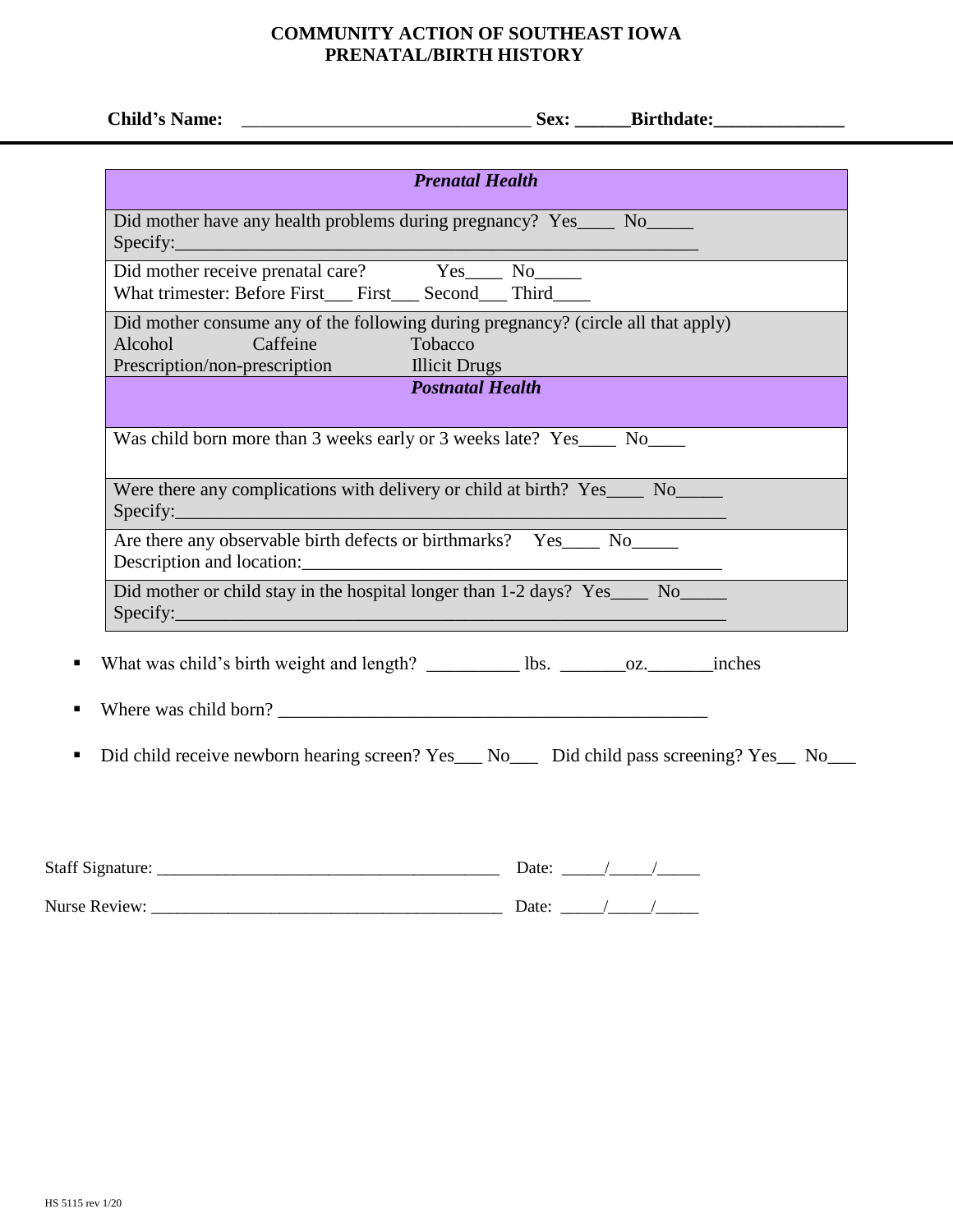**COMMUNITY ACTION OF SOUTHEAST IOWA**
**PRENATAL/BIRTH HISTORY**

**Child's Name:** _______________________________ **Sex:** ______ **Birthdate:** ______________

| ***Prenatal Health*** |
|---|
| Did mother have any health problems during pregnancy? Yes____ No_____ <br> Specify:___________________________________________________________ |
| Did mother receive prenatal care? Yes____ No_____ <br> What trimester: Before First___ First___ Second___ Third____ |
| Did mother consume any of the following during pregnancy? (circle all that apply) <br> Alcohol Caffeine Tobacco <br> Prescription/non-prescription Illicit Drugs |
| ***Postnatal Health*** |
| Was child born more than 3 weeks early or 3 weeks late? Yes____ No____ |
| Were there any complications with delivery or child at birth? Yes____ No_____ <br> Specify:_____________________________________________________________ |
| Are there any observable birth defects or birthmarks? Yes____ No_____ <br> Description and location:_____________________________________________ |
| Did mother or child stay in the hospital longer than 1-2 days? Yes____ No_____ <br> Specify:_____________________________________________________________ |

- What was child's birth weight and length? __________ lbs. _______oz._______inches
- Where was child born? _______________________________________________
- Did child receive newborn hearing screen? Yes___ No___ Did child pass screening? Yes__ No___

Staff Signature: ________________________________________ Date: _____/_____/_____

Nurse Review: _________________________________________ Date: _____/_____/_____

HS 5115 rev 1/20